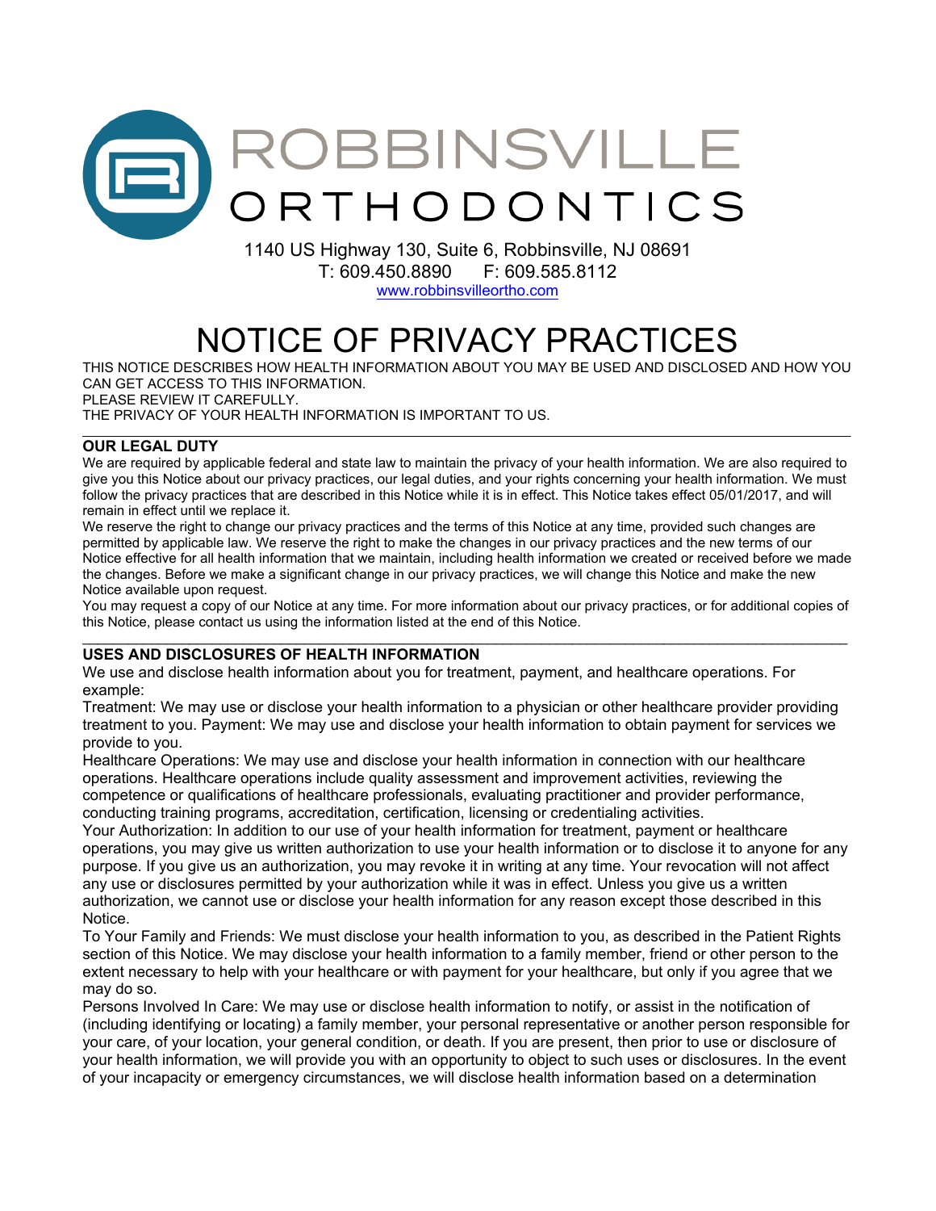# ROBBINSVILLE ORTHODONTICS

1140 US Highway 130, Suite 6, Robbinsville, NJ 08691
T: 609.450.8890 F: 609.585.8112
www.robbinsvilleortho.com

# NOTICE OF PRIVACY PRACTICES

THIS NOTICE DESCRIBES HOW HEALTH INFORMATION ABOUT YOU MAY BE USED AND DISCLOSED AND HOW YOU CAN GET ACCESS TO THIS INFORMATION.
PLEASE REVIEW IT CAREFULLY.
THE PRIVACY OF YOUR HEALTH INFORMATION IS IMPORTANT TO US.

---

## OUR LEGAL DUTY

We are required by applicable federal and state law to maintain the privacy of your health information. We are also required to give you this Notice about our privacy practices, our legal duties, and your rights concerning your health information. We must follow the privacy practices that are described in this Notice while it is in effect. This Notice takes effect 05/01/2017, and will remain in effect until we replace it.

We reserve the right to change our privacy practices and the terms of this Notice at any time, provided such changes are permitted by applicable law. We reserve the right to make the changes in our privacy practices and the new terms of our Notice effective for all health information that we maintain, including health information we created or received before we made the changes. Before we make a significant change in our privacy practices, we will change this Notice and make the new Notice available upon request.

You may request a copy of our Notice at any time. For more information about our privacy practices, or for additional copies of this Notice, please contact us using the information listed at the end of this Notice.

---

## USES AND DISCLOSURES OF HEALTH INFORMATION

We use and disclose health information about you for treatment, payment, and healthcare operations. For example:

Treatment: We may use or disclose your health information to a physician or other healthcare provider providing treatment to you. Payment: We may use and disclose your health information to obtain payment for services we provide to you.

Healthcare Operations: We may use and disclose your health information in connection with our healthcare operations. Healthcare operations include quality assessment and improvement activities, reviewing the competence or qualifications of healthcare professionals, evaluating practitioner and provider performance, conducting training programs, accreditation, certification, licensing or credentialing activities.

Your Authorization: In addition to our use of your health information for treatment, payment or healthcare operations, you may give us written authorization to use your health information or to disclose it to anyone for any purpose. If you give us an authorization, you may revoke it in writing at any time. Your revocation will not affect any use or disclosures permitted by your authorization while it was in effect. Unless you give us a written authorization, we cannot use or disclose your health information for any reason except those described in this Notice.

To Your Family and Friends: We must disclose your health information to you, as described in the Patient Rights section of this Notice. We may disclose your health information to a family member, friend or other person to the extent necessary to help with your healthcare or with payment for your healthcare, but only if you agree that we may do so.

Persons Involved In Care: We may use or disclose health information to notify, or assist in the notification of (including identifying or locating) a family member, your personal representative or another person responsible for your care, of your location, your general condition, or death. If you are present, then prior to use or disclosure of your health information, we will provide you with an opportunity to object to such uses or disclosures. In the event of your incapacity or emergency circumstances, we will disclose health information based on a determination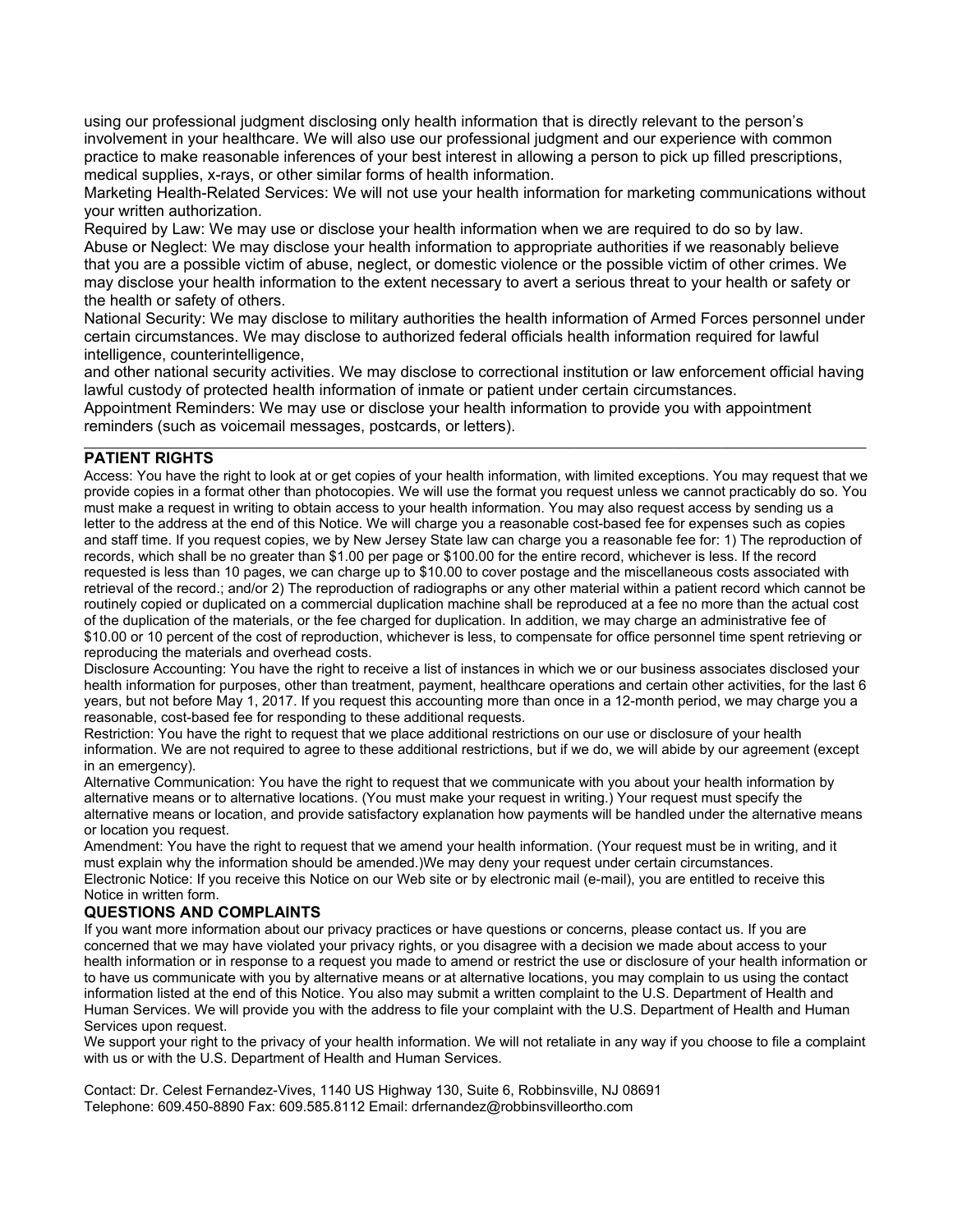using our professional judgment disclosing only health information that is directly relevant to the person's involvement in your healthcare. We will also use our professional judgment and our experience with common practice to make reasonable inferences of your best interest in allowing a person to pick up filled prescriptions, medical supplies, x-rays, or other similar forms of health information.

Marketing Health-Related Services: We will not use your health information for marketing communications without your written authorization.

Required by Law: We may use or disclose your health information when we are required to do so by law.

Abuse or Neglect: We may disclose your health information to appropriate authorities if we reasonably believe that you are a possible victim of abuse, neglect, or domestic violence or the possible victim of other crimes. We may disclose your health information to the extent necessary to avert a serious threat to your health or safety or the health or safety of others.

National Security: We may disclose to military authorities the health information of Armed Forces personnel under certain circumstances. We may disclose to authorized federal officials health information required for lawful intelligence, counterintelligence,

and other national security activities. We may disclose to correctional institution or law enforcement official having lawful custody of protected health information of inmate or patient under certain circumstances.

Appointment Reminders: We may use or disclose your health information to provide you with appointment reminders (such as voicemail messages, postcards, or letters).

---

## PATIENT RIGHTS

Access: You have the right to look at or get copies of your health information, with limited exceptions. You may request that we provide copies in a format other than photocopies. We will use the format you request unless we cannot practicably do so. You must make a request in writing to obtain access to your health information. You may also request access by sending us a letter to the address at the end of this Notice. We will charge you a reasonable cost-based fee for expenses such as copies and staff time. If you request copies, we by New Jersey State law can charge you a reasonable fee for: 1) The reproduction of records, which shall be no greater than $1.00 per page or $100.00 for the entire record, whichever is less. If the record requested is less than 10 pages, we can charge up to $10.00 to cover postage and the miscellaneous costs associated with retrieval of the record.; and/or 2) The reproduction of radiographs or any other material within a patient record which cannot be routinely copied or duplicated on a commercial duplication machine shall be reproduced at a fee no more than the actual cost of the duplication of the materials, or the fee charged for duplication. In addition, we may charge an administrative fee of $10.00 or 10 percent of the cost of reproduction, whichever is less, to compensate for office personnel time spent retrieving or reproducing the materials and overhead costs.

Disclosure Accounting: You have the right to receive a list of instances in which we or our business associates disclosed your health information for purposes, other than treatment, payment, healthcare operations and certain other activities, for the last 6 years, but not before May 1, 2017. If you request this accounting more than once in a 12-month period, we may charge you a reasonable, cost-based fee for responding to these additional requests.

Restriction: You have the right to request that we place additional restrictions on our use or disclosure of your health information. We are not required to agree to these additional restrictions, but if we do, we will abide by our agreement (except in an emergency).

Alternative Communication: You have the right to request that we communicate with you about your health information by alternative means or to alternative locations. (You must make your request in writing.) Your request must specify the alternative means or location, and provide satisfactory explanation how payments will be handled under the alternative means or location you request.

Amendment: You have the right to request that we amend your health information. (Your request must be in writing, and it must explain why the information should be amended.)We may deny your request under certain circumstances.

Electronic Notice: If you receive this Notice on our Web site or by electronic mail (e-mail), you are entitled to receive this Notice in written form.

## QUESTIONS AND COMPLAINTS

If you want more information about our privacy practices or have questions or concerns, please contact us. If you are concerned that we may have violated your privacy rights, or you disagree with a decision we made about access to your health information or in response to a request you made to amend or restrict the use or disclosure of your health information or to have us communicate with you by alternative means or at alternative locations, you may complain to us using the contact information listed at the end of this Notice. You also may submit a written complaint to the U.S. Department of Health and Human Services. We will provide you with the address to file your complaint with the U.S. Department of Health and Human Services upon request.

We support your right to the privacy of your health information. We will not retaliate in any way if you choose to file a complaint with us or with the U.S. Department of Health and Human Services.

Contact: Dr. Celest Fernandez-Vives, 1140 US Highway 130, Suite 6, Robbinsville, NJ 08691
Telephone: 609.450-8890 Fax: 609.585.8112 Email: drfernandez@robbinsvilleortho.com